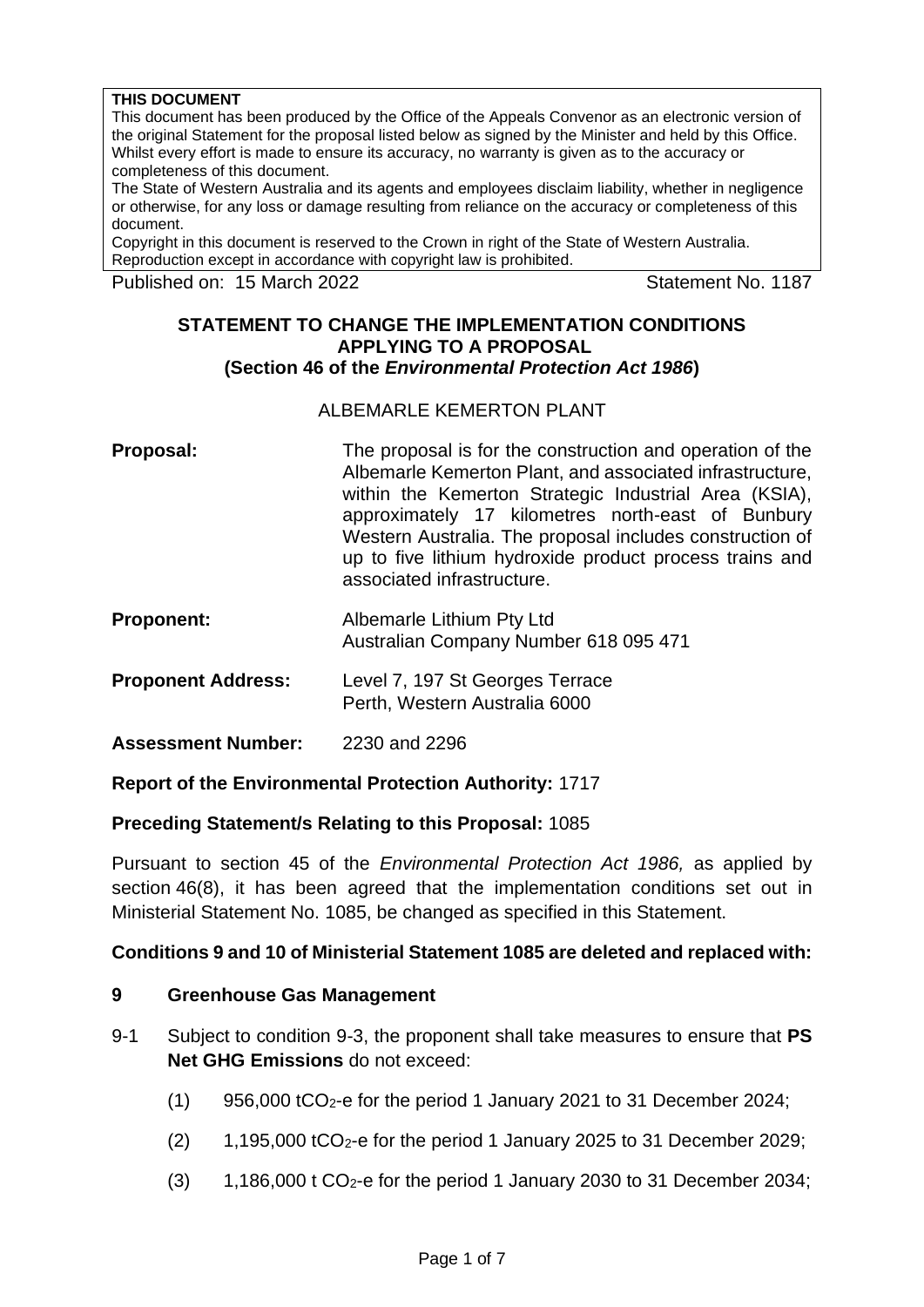**THIS DOCUMENT**

This document has been produced by the Office of the Appeals Convenor as an electronic version of the original Statement for the proposal listed below as signed by the Minister and held by this Office. Whilst every effort is made to ensure its accuracy, no warranty is given as to the accuracy or completeness of this document.

The State of Western Australia and its agents and employees disclaim liability, whether in negligence or otherwise, for any loss or damage resulting from reliance on the accuracy or completeness of this document.

Copyright in this document is reserved to the Crown in right of the State of Western Australia. Reproduction except in accordance with copyright law is prohibited.

Published on: 15 March 2022 Statement No. 1187

# STATEMENT TO CHANGE THE IMPLEMENTATION CONDITIONS APPLYING TO A PROPOSAL (Section 46 of the *Environmental Protection Act 1986*)

ALBEMARLE KEMERTON PLANT

**Proposal:** The proposal is for the construction and operation of the Albemarle Kemerton Plant, and associated infrastructure, within the Kemerton Strategic Industrial Area (KSIA), approximately 17 kilometres north-east of Bunbury Western Australia. The proposal includes construction of up to five lithium hydroxide product process trains and associated infrastructure.

**Proponent:** Albemarle Lithium Pty Ltd
Australian Company Number 618 095 471

**Proponent Address:** Level 7, 197 St Georges Terrace
Perth, Western Australia 6000

**Assessment Number:** 2230 and 2296

**Report of the Environmental Protection Authority:** 1717

**Preceding Statement/s Relating to this Proposal:** 1085

Pursuant to section 45 of the *Environmental Protection Act 1986,* as applied by section 46(8), it has been agreed that the implementation conditions set out in Ministerial Statement No. 1085, be changed as specified in this Statement.

**Conditions 9 and 10 of Ministerial Statement 1085 are deleted and replaced with:**

## 9 Greenhouse Gas Management

9-1 Subject to condition 9-3, the proponent shall take measures to ensure that **PS Net GHG Emissions** do not exceed:

(1) 956,000 $tCO_2$-e for the period 1 January 2021 to 31 December 2024;

(2) 1,195,000 $tCO_2$-e for the period 1 January 2025 to 31 December 2029;

(3) 1,186,000 t $CO_2$-e for the period 1 January 2030 to 31 December 2034;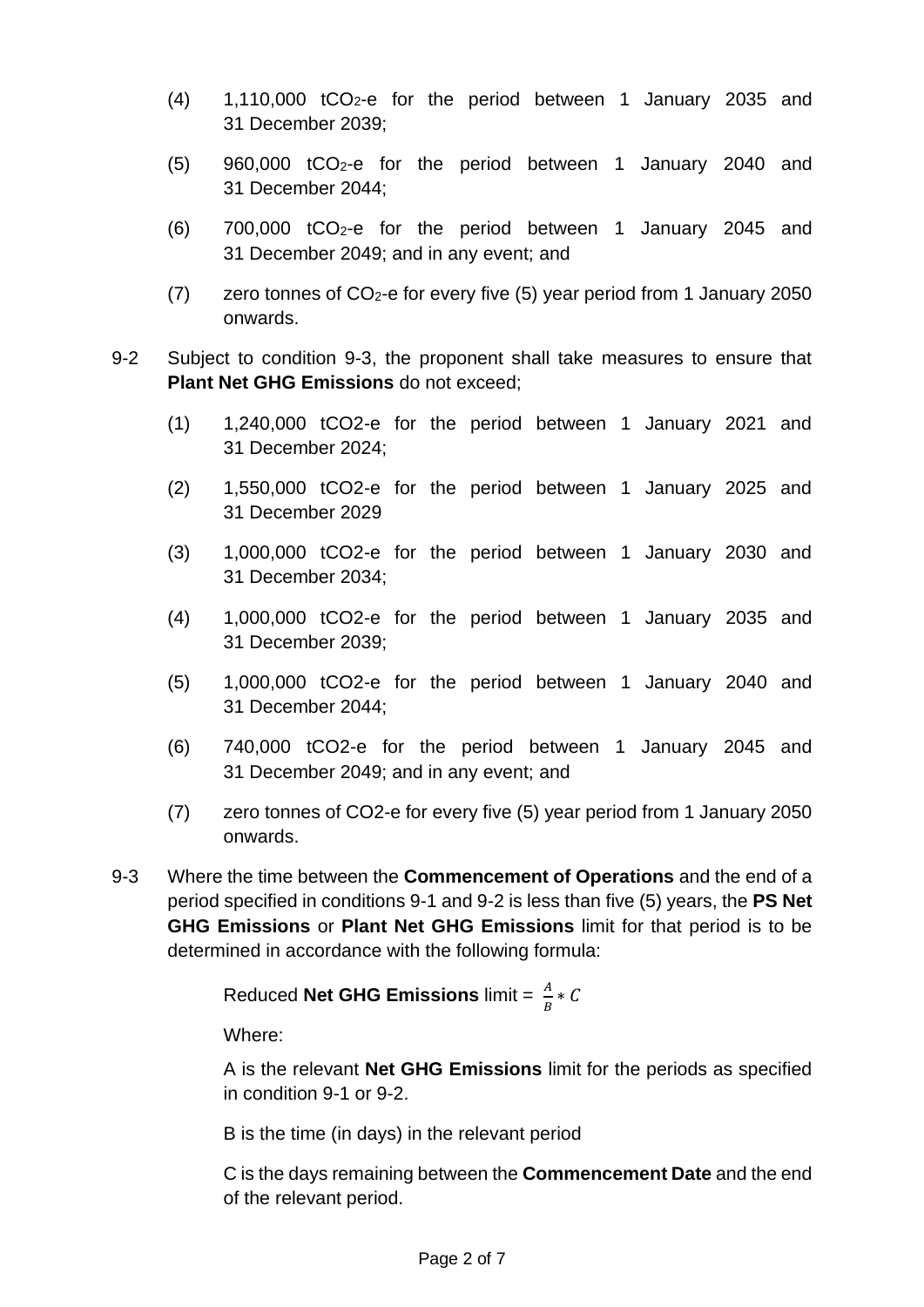(4) 1,110,000 $tCO_2$-e for the period between 1 January 2035 and 31 December 2039;

(5) 960,000 $tCO_2$-e for the period between 1 January 2040 and 31 December 2044;

(6) 700,000 $tCO_2$-e for the period between 1 January 2045 and 31 December 2049; and in any event; and

(7) zero tonnes of $CO_2$-e for every five (5) year period from 1 January 2050 onwards.

9-2 Subject to condition 9-3, the proponent shall take measures to ensure that **Plant Net GHG Emissions** do not exceed;

(1) 1,240,000 tCO2-e for the period between 1 January 2021 and 31 December 2024;

(2) 1,550,000 tCO2-e for the period between 1 January 2025 and 31 December 2029

(3) 1,000,000 tCO2-e for the period between 1 January 2030 and 31 December 2034;

(4) 1,000,000 tCO2-e for the period between 1 January 2035 and 31 December 2039;

(5) 1,000,000 tCO2-e for the period between 1 January 2040 and 31 December 2044;

(6) 740,000 tCO2-e for the period between 1 January 2045 and 31 December 2049; and in any event; and

(7) zero tonnes of CO2-e for every five (5) year period from 1 January 2050 onwards.

9-3 Where the time between the **Commencement of Operations** and the end of a period specified in conditions 9-1 and 9-2 is less than five (5) years, the **PS Net GHG Emissions** or **Plant Net GHG Emissions** limit for that period is to be determined in accordance with the following formula:

Reduced **Net GHG Emissions** limit = $\frac{A}{B} * C$

Where:

A is the relevant **Net GHG Emissions** limit for the periods as specified in condition 9-1 or 9-2.

B is the time (in days) in the relevant period

C is the days remaining between the **Commencement Date** and the end of the relevant period.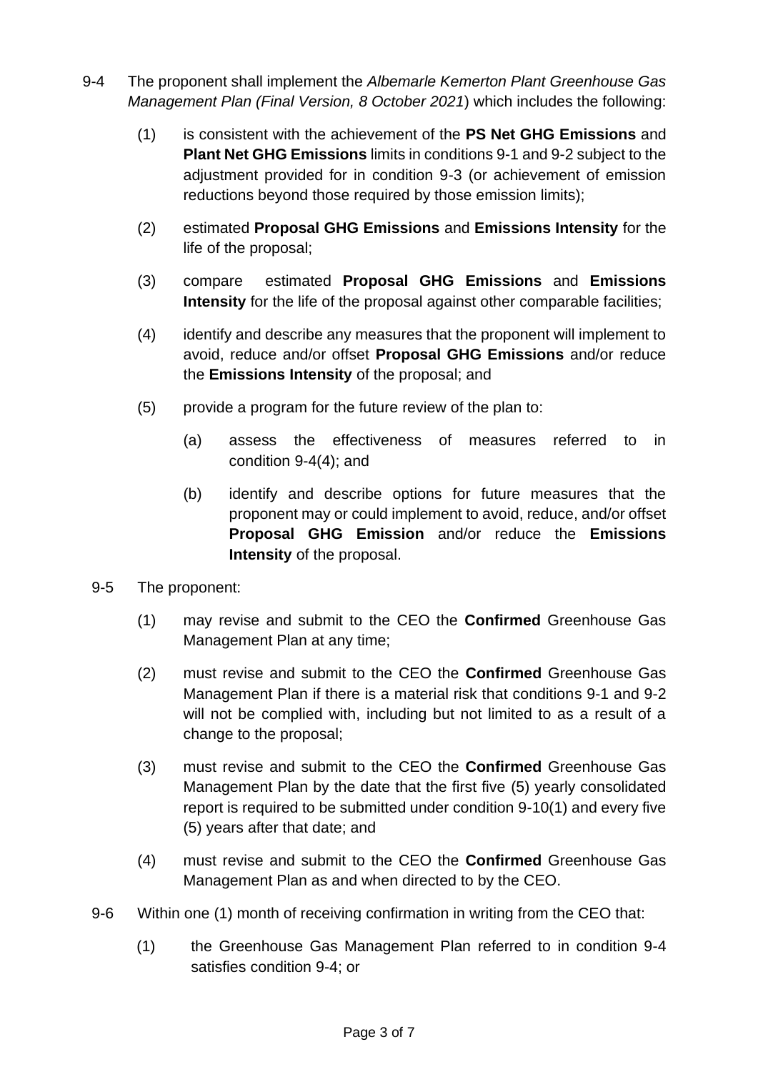9-4 The proponent shall implement the *Albemarle Kemerton Plant Greenhouse Gas Management Plan (Final Version, 8 October 2021*) which includes the following:

(1) is consistent with the achievement of the **PS Net GHG Emissions** and **Plant Net GHG Emissions** limits in conditions 9-1 and 9-2 subject to the adjustment provided for in condition 9-3 (or achievement of emission reductions beyond those required by those emission limits);

(2) estimated **Proposal GHG Emissions** and **Emissions Intensity** for the life of the proposal;

(3) compare estimated **Proposal GHG Emissions** and **Emissions Intensity** for the life of the proposal against other comparable facilities;

(4) identify and describe any measures that the proponent will implement to avoid, reduce and/or offset **Proposal GHG Emissions** and/or reduce the **Emissions Intensity** of the proposal; and

(5) provide a program for the future review of the plan to:

(a) assess the effectiveness of measures referred to in condition 9-4(4); and

(b) identify and describe options for future measures that the proponent may or could implement to avoid, reduce, and/or offset **Proposal GHG Emission** and/or reduce the **Emissions Intensity** of the proposal.

9-5 The proponent:

(1) may revise and submit to the CEO the **Confirmed** Greenhouse Gas Management Plan at any time;

(2) must revise and submit to the CEO the **Confirmed** Greenhouse Gas Management Plan if there is a material risk that conditions 9-1 and 9-2 will not be complied with, including but not limited to as a result of a change to the proposal;

(3) must revise and submit to the CEO the **Confirmed** Greenhouse Gas Management Plan by the date that the first five (5) yearly consolidated report is required to be submitted under condition 9-10(1) and every five (5) years after that date; and

(4) must revise and submit to the CEO the **Confirmed** Greenhouse Gas Management Plan as and when directed to by the CEO.

9-6 Within one (1) month of receiving confirmation in writing from the CEO that:

(1) the Greenhouse Gas Management Plan referred to in condition 9-4 satisfies condition 9-4; or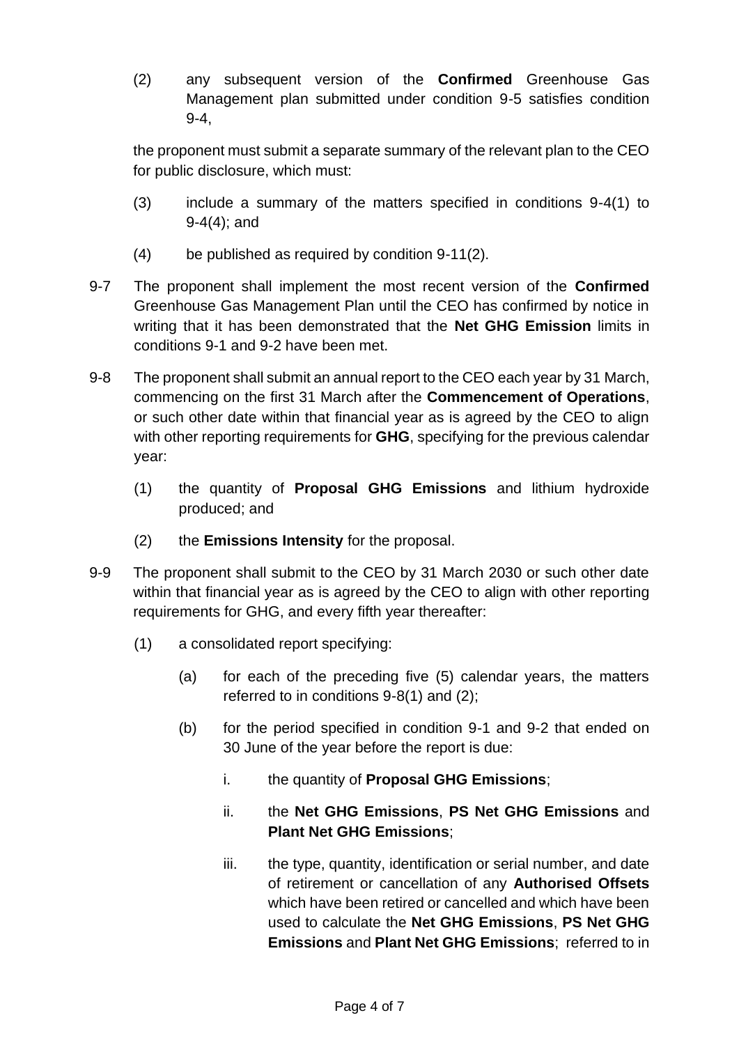(2) any subsequent version of the **Confirmed** Greenhouse Gas Management plan submitted under condition 9-5 satisfies condition 9-4,

the proponent must submit a separate summary of the relevant plan to the CEO for public disclosure, which must:

(3) include a summary of the matters specified in conditions 9-4(1) to 9-4(4); and

(4) be published as required by condition 9-11(2).

9-7 The proponent shall implement the most recent version of the **Confirmed** Greenhouse Gas Management Plan until the CEO has confirmed by notice in writing that it has been demonstrated that the **Net GHG Emission** limits in conditions 9-1 and 9-2 have been met.

9-8 The proponent shall submit an annual report to the CEO each year by 31 March, commencing on the first 31 March after the **Commencement of Operations**, or such other date within that financial year as is agreed by the CEO to align with other reporting requirements for **GHG**, specifying for the previous calendar year:

(1) the quantity of **Proposal GHG Emissions** and lithium hydroxide produced; and

(2) the **Emissions Intensity** for the proposal.

9-9 The proponent shall submit to the CEO by 31 March 2030 or such other date within that financial year as is agreed by the CEO to align with other reporting requirements for GHG, and every fifth year thereafter:

(1) a consolidated report specifying:

(a) for each of the preceding five (5) calendar years, the matters referred to in conditions 9-8(1) and (2);

(b) for the period specified in condition 9-1 and 9-2 that ended on 30 June of the year before the report is due:

i. the quantity of **Proposal GHG Emissions**;

ii. the **Net GHG Emissions**, **PS Net GHG Emissions** and **Plant Net GHG Emissions**;

iii. the type, quantity, identification or serial number, and date of retirement or cancellation of any **Authorised Offsets** which have been retired or cancelled and which have been used to calculate the **Net GHG Emissions**, **PS Net GHG Emissions** and **Plant Net GHG Emissions**; referred to in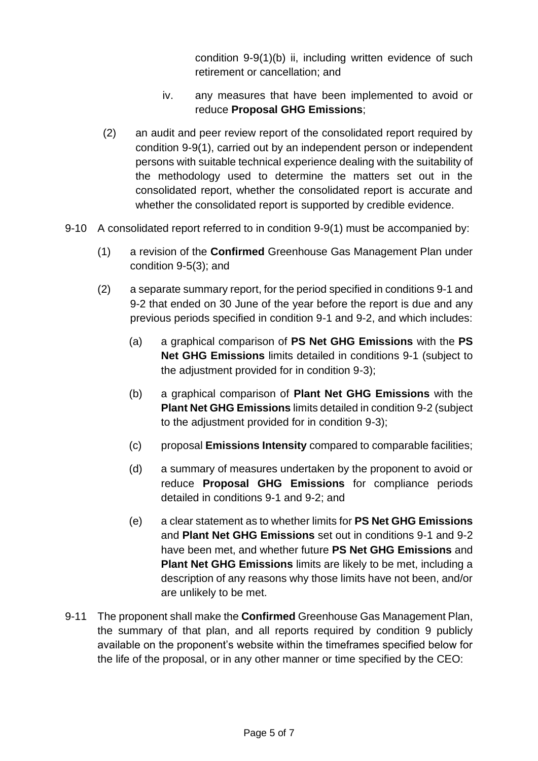condition 9-9(1)(b) ii, including written evidence of such retirement or cancellation; and

iv. any measures that have been implemented to avoid or reduce **Proposal GHG Emissions**;

(2) an audit and peer review report of the consolidated report required by condition 9-9(1), carried out by an independent person or independent persons with suitable technical experience dealing with the suitability of the methodology used to determine the matters set out in the consolidated report, whether the consolidated report is accurate and whether the consolidated report is supported by credible evidence.

9-10 A consolidated report referred to in condition 9-9(1) must be accompanied by:

(1) a revision of the **Confirmed** Greenhouse Gas Management Plan under condition 9-5(3); and

(2) a separate summary report, for the period specified in conditions 9-1 and 9-2 that ended on 30 June of the year before the report is due and any previous periods specified in condition 9-1 and 9-2, and which includes:

(a) a graphical comparison of **PS Net GHG Emissions** with the **PS Net GHG Emissions** limits detailed in conditions 9-1 (subject to the adjustment provided for in condition 9-3);

(b) a graphical comparison of **Plant Net GHG Emissions** with the **Plant Net GHG Emissions** limits detailed in condition 9-2 (subject to the adjustment provided for in condition 9-3);

(c) proposal **Emissions Intensity** compared to comparable facilities;

(d) a summary of measures undertaken by the proponent to avoid or reduce **Proposal GHG Emissions** for compliance periods detailed in conditions 9-1 and 9-2; and

(e) a clear statement as to whether limits for **PS Net GHG Emissions** and **Plant Net GHG Emissions** set out in conditions 9-1 and 9-2 have been met, and whether future **PS Net GHG Emissions** and **Plant Net GHG Emissions** limits are likely to be met, including a description of any reasons why those limits have not been, and/or are unlikely to be met.

9-11 The proponent shall make the **Confirmed** Greenhouse Gas Management Plan, the summary of that plan, and all reports required by condition 9 publicly available on the proponent's website within the timeframes specified below for the life of the proposal, or in any other manner or time specified by the CEO: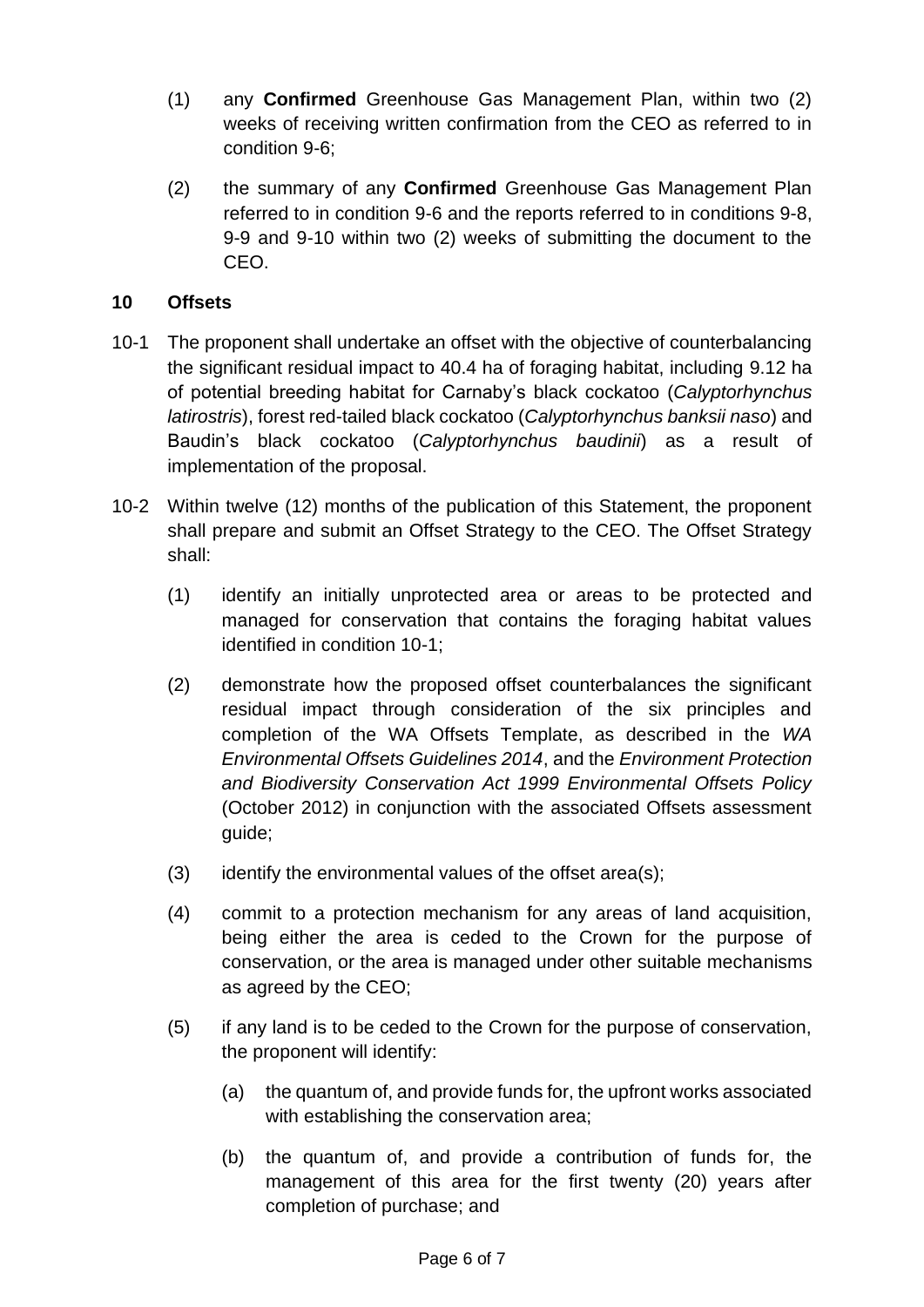(1) any **Confirmed** Greenhouse Gas Management Plan, within two (2) weeks of receiving written confirmation from the CEO as referred to in condition 9-6;

(2) the summary of any **Confirmed** Greenhouse Gas Management Plan referred to in condition 9-6 and the reports referred to in conditions 9-8, 9-9 and 9-10 within two (2) weeks of submitting the document to the CEO.

**10 Offsets**

10-1 The proponent shall undertake an offset with the objective of counterbalancing the significant residual impact to 40.4 ha of foraging habitat, including 9.12 ha of potential breeding habitat for Carnaby's black cockatoo (*Calyptorhynchus latirostris*), forest red-tailed black cockatoo (*Calyptorhynchus banksii naso*) and Baudin's black cockatoo (*Calyptorhynchus baudinii*) as a result of implementation of the proposal.

10-2 Within twelve (12) months of the publication of this Statement, the proponent shall prepare and submit an Offset Strategy to the CEO. The Offset Strategy shall:

(1) identify an initially unprotected area or areas to be protected and managed for conservation that contains the foraging habitat values identified in condition 10-1;

(2) demonstrate how the proposed offset counterbalances the significant residual impact through consideration of the six principles and completion of the WA Offsets Template, as described in the *WA Environmental Offsets Guidelines 2014*, and the *Environment Protection and Biodiversity Conservation Act 1999 Environmental Offsets Policy* (October 2012) in conjunction with the associated Offsets assessment guide;

(3) identify the environmental values of the offset area(s);

(4) commit to a protection mechanism for any areas of land acquisition, being either the area is ceded to the Crown for the purpose of conservation, or the area is managed under other suitable mechanisms as agreed by the CEO;

(5) if any land is to be ceded to the Crown for the purpose of conservation, the proponent will identify:

(a) the quantum of, and provide funds for, the upfront works associated with establishing the conservation area;

(b) the quantum of, and provide a contribution of funds for, the management of this area for the first twenty (20) years after completion of purchase; and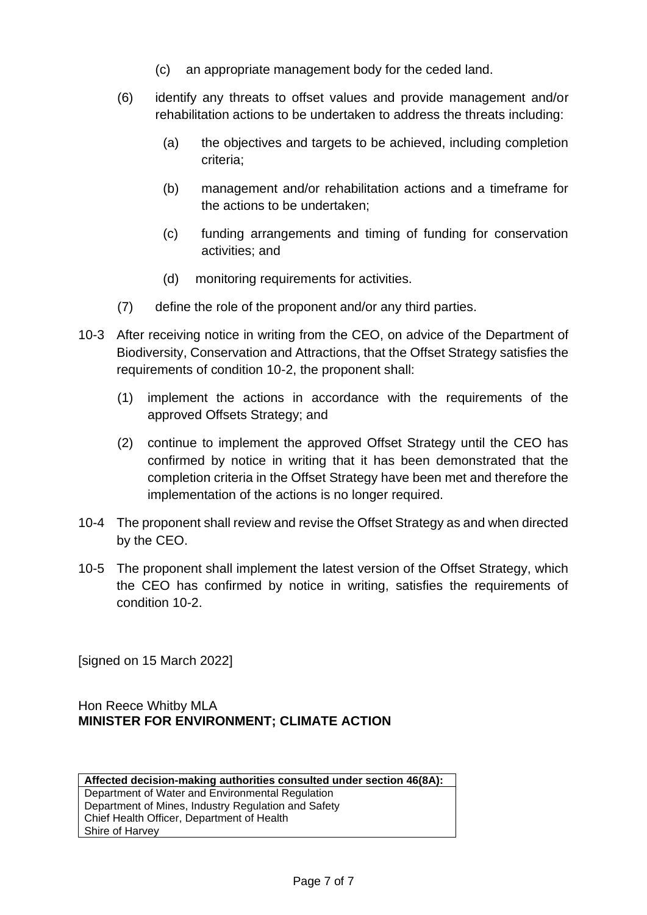(c) an appropriate management body for the ceded land.

(6) identify any threats to offset values and provide management and/or rehabilitation actions to be undertaken to address the threats including:

(a) the objectives and targets to be achieved, including completion criteria;

(b) management and/or rehabilitation actions and a timeframe for the actions to be undertaken;

(c) funding arrangements and timing of funding for conservation activities; and

(d) monitoring requirements for activities.

(7) define the role of the proponent and/or any third parties.

10-3 After receiving notice in writing from the CEO, on advice of the Department of Biodiversity, Conservation and Attractions, that the Offset Strategy satisfies the requirements of condition 10-2, the proponent shall:

(1) implement the actions in accordance with the requirements of the approved Offsets Strategy; and

(2) continue to implement the approved Offset Strategy until the CEO has confirmed by notice in writing that it has been demonstrated that the completion criteria in the Offset Strategy have been met and therefore the implementation of the actions is no longer required.

10-4 The proponent shall review and revise the Offset Strategy as and when directed by the CEO.

10-5 The proponent shall implement the latest version of the Offset Strategy, which the CEO has confirmed by notice in writing, satisfies the requirements of condition 10-2.

[signed on 15 March 2022]

Hon Reece Whitby MLA
**MINISTER FOR ENVIRONMENT; CLIMATE ACTION**

| **Affected decision-making authorities consulted under section 46(8A):** |
| --- |
| Department of Water and Environmental Regulation |
| Department of Mines, Industry Regulation and Safety |
| Chief Health Officer, Department of Health |
| Shire of Harvey |